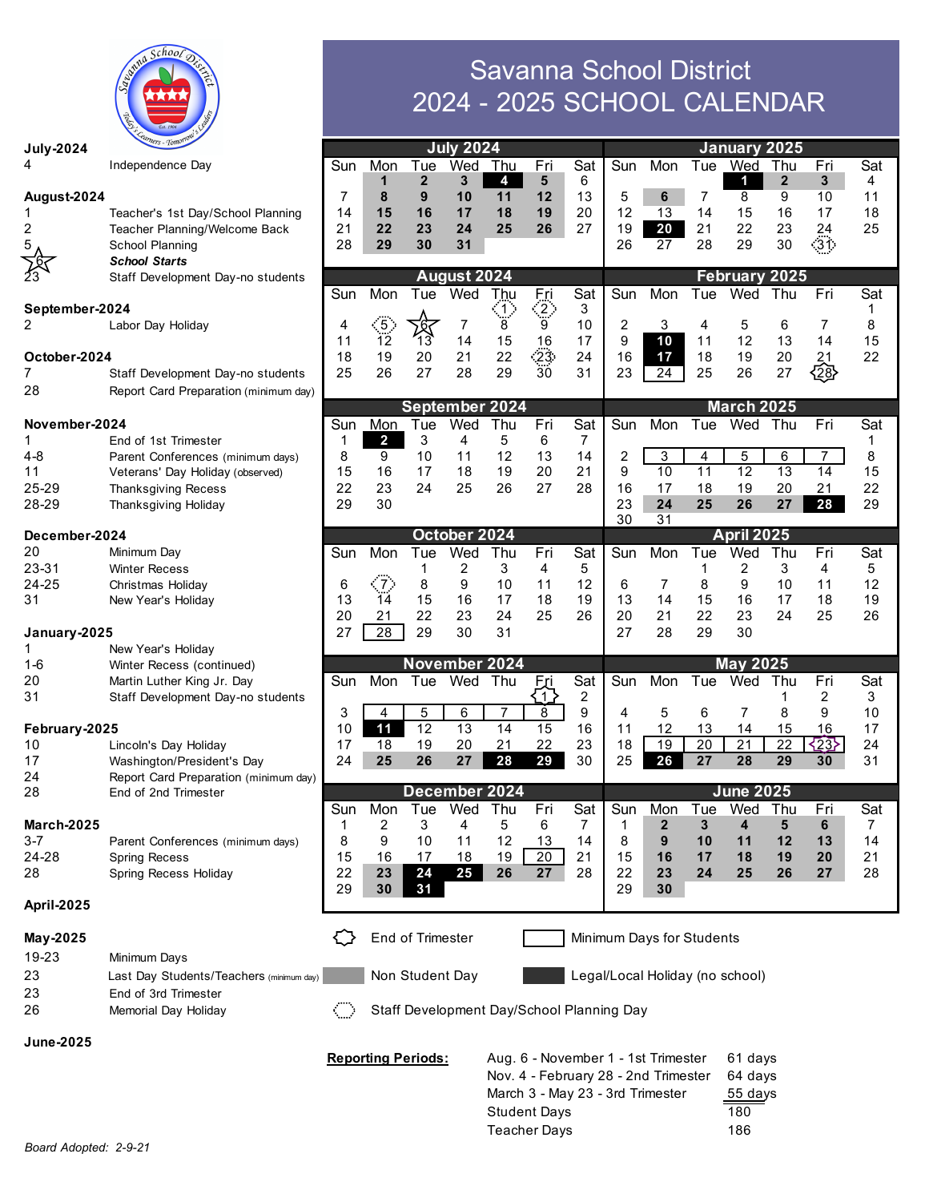# Savanna School District

# 2024 - 2025 SCHOOL CALENDAR

**July-2024**

- 4 — Independence Day

**August-2024**

- 1 — Teacher's 1st Day/School Planning
- 2 — Teacher Planning/Welcome Back
- 5 — School Planning
- 6 — ***School Starts***
- 23 — Staff Development Day-no students

**September-2024**

- 2 — Labor Day Holiday

**October-2024**

- 7 — Staff Development Day-no students
- 28 — Report Card Preparation (minimum day)

**November-2024**

- 1 — End of 1st Trimester
- 4-8 — Parent Conferences (minimum days)
- 11 — Veterans' Day Holiday (observed)
- 25-29 — Thanksgiving Recess
- 28-29 — Thanksgiving Holiday

**December-2024**

- 20 — Minimum Day
- 23-31 — Winter Recess
- 24-25 — Christmas Holiday
- 31 — New Year's Holiday

**January-2025**

- 1 — New Year's Holiday
- 1-6 — Winter Recess (continued)
- 20 — Martin Luther King Jr. Day
- 31 — Staff Development Day-no students

**February-2025**

- 10 — Lincoln's Day Holiday
- 17 — Washington/President's Day
- 24 — Report Card Preparation (minimum day)
- 28 — End of 2nd Trimester

**March-2025**

- 3-7 — Parent Conferences (minimum days)
- 24-28 — Spring Recess
- 28 — Spring Recess Holiday

**April-2025**

**May-2025**

- 19-23 — Minimum Days
- 23 — Last Day Students/Teachers (minimum day)
- 23 — End of 3rd Trimester
- 26 — Memorial Day Holiday

**June-2025**

### July 2024

| Sun | Mon | Tue | Wed | Thu | Fri | Sat |
|---|---|---|---|---|---|---|
| | 1 | 2 | 3 | 4 | 5 | 6 |
| 7 | 8 | 9 | 10 | 11 | 12 | 13 |
| 14 | 15 | 16 | 17 | 18 | 19 | 20 |
| 21 | 22 | 23 | 24 | 25 | 26 | 27 |
| 28 | 29 | 30 | 31 | | | |

### August 2024

| Sun | Mon | Tue | Wed | Thu | Fri | Sat |
|---|---|---|---|---|---|---|
| | | | | 1 | 2 | 3 |
| 4 | 5 | 6 | 7 | 8 | 9 | 10 |
| 11 | 12 | 13 | 14 | 15 | 16 | 17 |
| 18 | 19 | 20 | 21 | 22 | 23 | 24 |
| 25 | 26 | 27 | 28 | 29 | 30 | 31 |

### September 2024

| Sun | Mon | Tue | Wed | Thu | Fri | Sat |
|---|---|---|---|---|---|---|
| 1 | 2 | 3 | 4 | 5 | 6 | 7 |
| 8 | 9 | 10 | 11 | 12 | 13 | 14 |
| 15 | 16 | 17 | 18 | 19 | 20 | 21 |
| 22 | 23 | 24 | 25 | 26 | 27 | 28 |
| 29 | 30 | | | | | |

### October 2024

| Sun | Mon | Tue | Wed | Thu | Fri | Sat |
|---|---|---|---|---|---|---|
| | | 1 | 2 | 3 | 4 | 5 |
| 6 | 7 | 8 | 9 | 10 | 11 | 12 |
| 13 | 14 | 15 | 16 | 17 | 18 | 19 |
| 20 | 21 | 22 | 23 | 24 | 25 | 26 |
| 27 | 28 | 29 | 30 | 31 | | |

### November 2024

| Sun | Mon | Tue | Wed | Thu | Fri | Sat |
|---|---|---|---|---|---|---|
| | | | | | 1 | 2 |
| 3 | 4 | 5 | 6 | 7 | 8 | 9 |
| 10 | 11 | 12 | 13 | 14 | 15 | 16 |
| 17 | 18 | 19 | 20 | 21 | 22 | 23 |
| 24 | 25 | 26 | 27 | 28 | 29 | 30 |

### December 2024

| Sun | Mon | Tue | Wed | Thu | Fri | Sat |
|---|---|---|---|---|---|---|
| 1 | 2 | 3 | 4 | 5 | 6 | 7 |
| 8 | 9 | 10 | 11 | 12 | 13 | 14 |
| 15 | 16 | 17 | 18 | 19 | 20 | 21 |
| 22 | 23 | 24 | 25 | 26 | 27 | 28 |
| 29 | 30 | 31 | | | | |

### January 2025

| Sun | Mon | Tue | Wed | Thu | Fri | Sat |
|---|---|---|---|---|---|---|
| | | | 1 | 2 | 3 | 4 |
| 5 | 6 | 7 | 8 | 9 | 10 | 11 |
| 12 | 13 | 14 | 15 | 16 | 17 | 18 |
| 19 | 20 | 21 | 22 | 23 | 24 | 25 |
| 26 | 27 | 28 | 29 | 30 | 31 | |

### February 2025

| Sun | Mon | Tue | Wed | Thu | Fri | Sat |
|---|---|---|---|---|---|---|
| | | | | | | 1 |
| 2 | 3 | 4 | 5 | 6 | 7 | 8 |
| 9 | 10 | 11 | 12 | 13 | 14 | 15 |
| 16 | 17 | 18 | 19 | 20 | 21 | 22 |
| 23 | 24 | 25 | 26 | 27 | 28 | |

### March 2025

| Sun | Mon | Tue | Wed | Thu | Fri | Sat |
|---|---|---|---|---|---|---|
| | | | | | | 1 |
| 2 | 3 | 4 | 5 | 6 | 7 | 8 |
| 9 | 10 | 11 | 12 | 13 | 14 | 15 |
| 16 | 17 | 18 | 19 | 20 | 21 | 22 |
| 23 | 24 | 25 | 26 | 27 | 28 | 29 |
| 30 | 31 | | | | | |

### April 2025

| Sun | Mon | Tue | Wed | Thu | Fri | Sat |
|---|---|---|---|---|---|---|
| | | 1 | 2 | 3 | 4 | 5 |
| 6 | 7 | 8 | 9 | 10 | 11 | 12 |
| 13 | 14 | 15 | 16 | 17 | 18 | 19 |
| 20 | 21 | 22 | 23 | 24 | 25 | 26 |
| 27 | 28 | 29 | 30 | | | |

### May 2025

| Sun | Mon | Tue | Wed | Thu | Fri | Sat |
|---|---|---|---|---|---|---|
| | | | | 1 | 2 | 3 |
| 4 | 5 | 6 | 7 | 8 | 9 | 10 |
| 11 | 12 | 13 | 14 | 15 | 16 | 17 |
| 18 | 19 | 20 | 21 | 22 | 23 | 24 |
| 25 | 26 | 27 | 28 | 29 | 30 | 31 |

### June 2025

| Sun | Mon | Tue | Wed | Thu | Fri | Sat |
|---|---|---|---|---|---|---|
| 1 | 2 | 3 | 4 | 5 | 6 | 7 |
| 8 | 9 | 10 | 11 | 12 | 13 | 14 |
| 15 | 16 | 17 | 18 | 19 | 20 | 21 |
| 22 | 23 | 24 | 25 | 26 | 27 | 28 |
| 29 | 30 | | | | | |

**Legend:**

- End of Trimester
- Minimum Days for Students
- Non Student Day
- Legal/Local Holiday (no school)
- Staff Development Day/School Planning Day

**Reporting Periods:**

| Period | | Days |
|---|---|---|
| Aug. 6 - November 1 | 1st Trimester | 61 days |
| Nov. 4 - February 28 | 2nd Trimester | 64 days |
| March 3 - May 23 | 3rd Trimester | 55 days |
| Student Days | | 180 |
| Teacher Days | | 186 |

Board Adopted: 2-9-21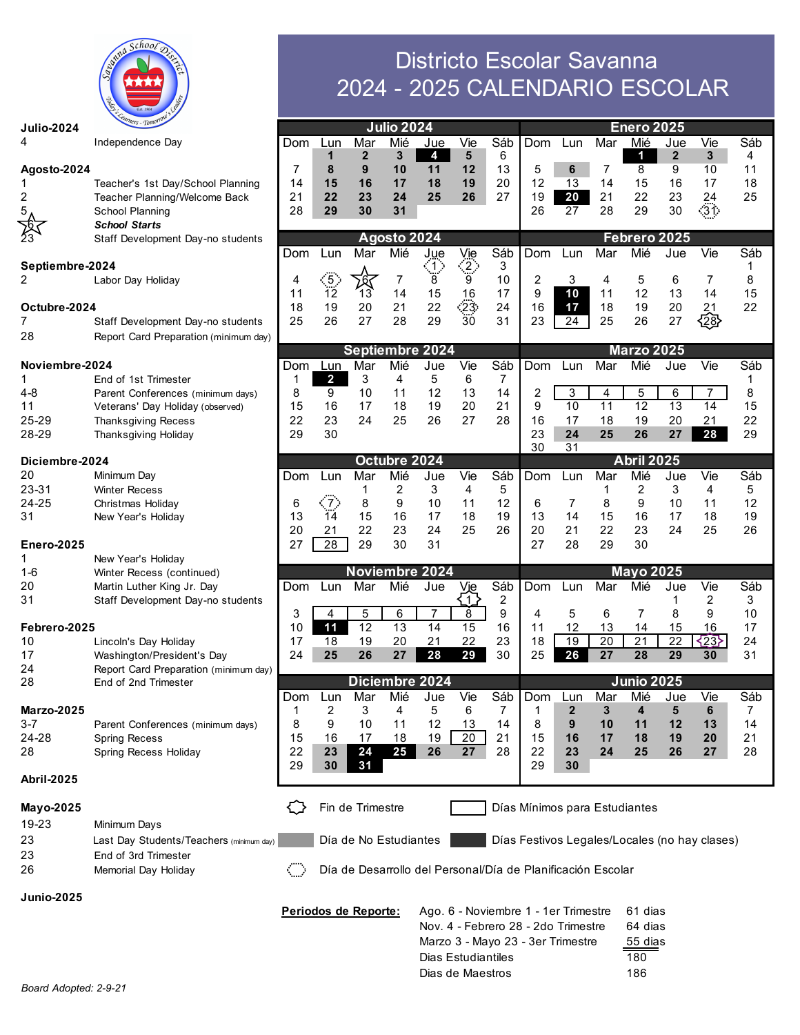# Districto Escolar Savanna
# 2024 - 2025 CALENDARIO ESCOLAR

**Julio-2024**

4 Independence Day

**Agosto-2024**

1 Teacher's 1st Day/School Planning
2 Teacher Planning/Welcome Back
5 School Planning
6 ***School Starts***
23 Staff Development Day-no students

**Septiembre-2024**

2 Labor Day Holiday

**Octubre-2024**

7 Staff Development Day-no students
28 Report Card Preparation (minimum day)

**Noviembre-2024**

1 End of 1st Trimester
4-8 Parent Conferences (minimum days)
11 Veterans' Day Holiday (observed)
25-29 Thanksgiving Recess
28-29 Thanksgiving Holiday

**Diciembre-2024**

20 Minimum Day
23-31 Winter Recess
24-25 Christmas Holiday
31 New Year's Holiday

**Enero-2025**

1 New Year's Holiday
1-6 Winter Recess (continued)
20 Martin Luther King Jr. Day
31 Staff Development Day-no students

**Febrero-2025**

10 Lincoln's Day Holiday
17 Washington/President's Day
24 Report Card Preparation (minimum day)
28 End of 2nd Trimester

**Marzo-2025**

3-7 Parent Conferences (minimum days)
24-28 Spring Recess
28 Spring Recess Holiday

**Abril-2025**

**Mayo-2025**

19-23 Minimum Days
23 Last Day Students/Teachers (minimum day)
23 End of 3rd Trimester
26 Memorial Day Holiday

**Junio-2025**

## Julio 2024

| Dom | Lun | Mar | Mié | Jue | Vie | Sáb |
|---|---|---|---|---|---|---|
| | 1 | 2 | 3 | 4 | 5 | 6 |
| 7 | 8 | 9 | 10 | 11 | 12 | 13 |
| 14 | 15 | 16 | 17 | 18 | 19 | 20 |
| 21 | 22 | 23 | 24 | 25 | 26 | 27 |
| 28 | 29 | 30 | 31 | | | |

## Enero 2025

| Dom | Lun | Mar | Mié | Jue | Vie | Sáb |
|---|---|---|---|---|---|---|
| | | | 1 | 2 | 3 | 4 |
| 5 | 6 | 7 | 8 | 9 | 10 | 11 |
| 12 | 13 | 14 | 15 | 16 | 17 | 18 |
| 19 | 20 | 21 | 22 | 23 | 24 | 25 |
| 26 | 27 | 28 | 29 | 30 | 31 | |

## Agosto 2024

| Dom | Lun | Mar | Mié | Jue | Vie | Sáb |
|---|---|---|---|---|---|---|
| | | | | 1 | 2 | 3 |
| 4 | 5 | 6 | 7 | 8 | 9 | 10 |
| 11 | 12 | 13 | 14 | 15 | 16 | 17 |
| 18 | 19 | 20 | 21 | 22 | 23 | 24 |
| 25 | 26 | 27 | 28 | 29 | 30 | 31 |

## Febrero 2025

| Dom | Lun | Mar | Mié | Jue | Vie | Sáb |
|---|---|---|---|---|---|---|
| | | | | | | 1 |
| 2 | 3 | 4 | 5 | 6 | 7 | 8 |
| 9 | 10 | 11 | 12 | 13 | 14 | 15 |
| 16 | 17 | 18 | 19 | 20 | 21 | 22 |
| 23 | 24 | 25 | 26 | 27 | 28 | |

## Septiembre 2024

| Dom | Lun | Mar | Mié | Jue | Vie | Sáb |
|---|---|---|---|---|---|---|
| 1 | 2 | 3 | 4 | 5 | 6 | 7 |
| 8 | 9 | 10 | 11 | 12 | 13 | 14 |
| 15 | 16 | 17 | 18 | 19 | 20 | 21 |
| 22 | 23 | 24 | 25 | 26 | 27 | 28 |
| 29 | 30 | | | | | |

## Marzo 2025

| Dom | Lun | Mar | Mié | Jue | Vie | Sáb |
|---|---|---|---|---|---|---|
| | | | | | | 1 |
| 2 | 3 | 4 | 5 | 6 | 7 | 8 |
| 9 | 10 | 11 | 12 | 13 | 14 | 15 |
| 16 | 17 | 18 | 19 | 20 | 21 | 22 |
| 23 | 24 | 25 | 26 | 27 | 28 | 29 |
| 30 | 31 | | | | | |

## Octubre 2024

| Dom | Lun | Mar | Mié | Jue | Vie | Sáb |
|---|---|---|---|---|---|---|
| | | 1 | 2 | 3 | 4 | 5 |
| 6 | 7 | 8 | 9 | 10 | 11 | 12 |
| 13 | 14 | 15 | 16 | 17 | 18 | 19 |
| 20 | 21 | 22 | 23 | 24 | 25 | 26 |
| 27 | 28 | 29 | 30 | 31 | | |

## Abril 2025

| Dom | Lun | Mar | Mié | Jue | Vie | Sáb |
|---|---|---|---|---|---|---|
| | | 1 | 2 | 3 | 4 | 5 |
| 6 | 7 | 8 | 9 | 10 | 11 | 12 |
| 13 | 14 | 15 | 16 | 17 | 18 | 19 |
| 20 | 21 | 22 | 23 | 24 | 25 | 26 |
| 27 | 28 | 29 | 30 | | | |

## Noviembre 2024

| Dom | Lun | Mar | Mié | Jue | Vie | Sáb |
|---|---|---|---|---|---|---|
| | | | | | 1 | 2 |
| 3 | 4 | 5 | 6 | 7 | 8 | 9 |
| 10 | 11 | 12 | 13 | 14 | 15 | 16 |
| 17 | 18 | 19 | 20 | 21 | 22 | 23 |
| 24 | 25 | 26 | 27 | 28 | 29 | 30 |

## Mayo 2025

| Dom | Lun | Mar | Mié | Jue | Vie | Sáb |
|---|---|---|---|---|---|---|
| | | | | 1 | 2 | 3 |
| 4 | 5 | 6 | 7 | 8 | 9 | 10 |
| 11 | 12 | 13 | 14 | 15 | 16 | 17 |
| 18 | 19 | 20 | 21 | 22 | 23 | 24 |
| 25 | 26 | 27 | 28 | 29 | 30 | 31 |

## Diciembre 2024

| Dom | Lun | Mar | Mié | Jue | Vie | Sáb |
|---|---|---|---|---|---|---|
| 1 | 2 | 3 | 4 | 5 | 6 | 7 |
| 8 | 9 | 10 | 11 | 12 | 13 | 14 |
| 15 | 16 | 17 | 18 | 19 | 20 | 21 |
| 22 | 23 | 24 | 25 | 26 | 27 | 28 |
| 29 | 30 | 31 | | | | |

## Junio 2025

| Dom | Lun | Mar | Mié | Jue | Vie | Sáb |
|---|---|---|---|---|---|---|
| 1 | 2 | 3 | 4 | 5 | 6 | 7 |
| 8 | 9 | 10 | 11 | 12 | 13 | 14 |
| 15 | 16 | 17 | 18 | 19 | 20 | 21 |
| 22 | 23 | 24 | 25 | 26 | 27 | 28 |
| 29 | 30 | | | | | |

Fin de Trimestre

Días Mínimos para Estudiantes

Día de No Estudiantes

Días Festivos Legales/Locales (no hay clases)

Día de Desarrollo del Personal/Día de Planificación Escolar

**Periodos de Reporte:**

| | |
|---|---|
| Ago. 6 - Noviembre 1 - 1er Trimestre | 61 dias |
| Nov. 4 - Febrero 28 - 2do Trimestre | 64 dias |
| Marzo 3 - Mayo 23 - 3er Trimestre | 55 dias |
| Dias Estudiantiles | 180 |
| Dias de Maestros | 186 |

*Board Adopted: 2-9-21*